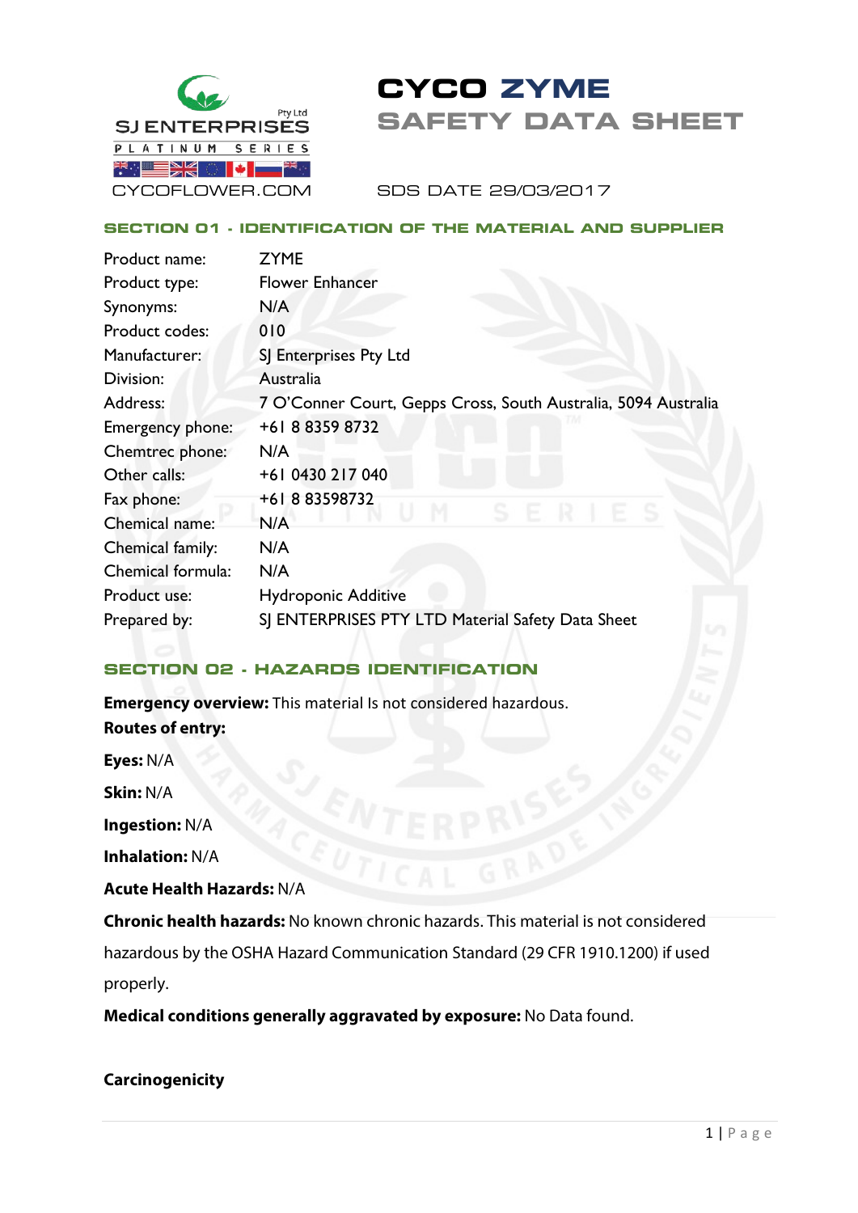SJ ENTERPRISES Pty Ltd
PLATINUM SERIES
CYCOFLOWER.COM

# CYCO ZYME
# SAFETY DATA SHEET

SDS DATE 29/03/2017

## SECTION 01 - IDENTIFICATION OF THE MATERIAL AND SUPPLIER

| | |
|---|---|
| Product name: | ZYME |
| Product type: | Flower Enhancer |
| Synonyms: | N/A |
| Product codes: | 010 |
| Manufacturer: | SJ Enterprises Pty Ltd |
| Division: | Australia |
| Address: | 7 O'Conner Court, Gepps Cross, South Australia, 5094 Australia |
| Emergency phone: | +61 8 8359 8732 |
| Chemtrec phone: | N/A |
| Other calls: | +61 0430 217 040 |
| Fax phone: | +61 8 83598732 |
| Chemical name: | N/A |
| Chemical family: | N/A |
| Chemical formula: | N/A |
| Product use: | Hydroponic Additive |
| Prepared by: | SJ ENTERPRISES PTY LTD Material Safety Data Sheet |

## SECTION 02 - HAZARDS IDENTIFICATION

**Emergency overview:** This material Is not considered hazardous.

**Routes of entry:**

**Eyes:** N/A

**Skin:** N/A

**Ingestion:** N/A

**Inhalation:** N/A

**Acute Health Hazards:** N/A

**Chronic health hazards:** No known chronic hazards. This material is not considered hazardous by the OSHA Hazard Communication Standard (29 CFR 1910.1200) if used properly.

**Medical conditions generally aggravated by exposure:** No Data found.

**Carcinogenicity**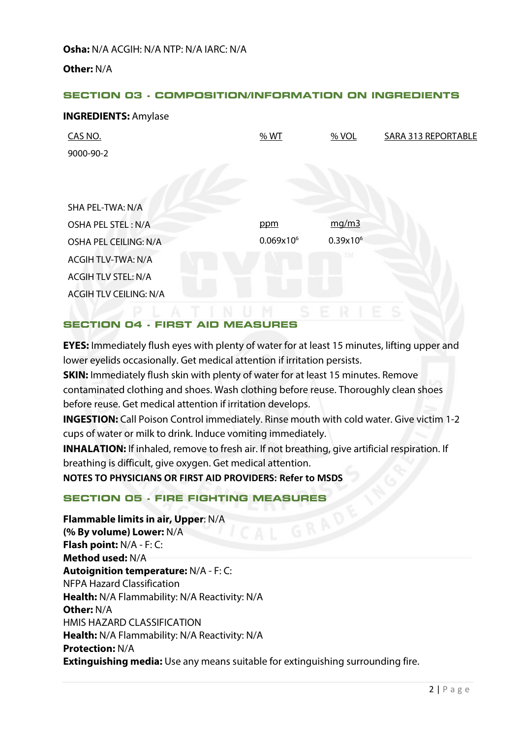**Osha:** N/A ACGIH: N/A NTP: N/A IARC: N/A

**Other:** N/A

## SECTION 03 - COMPOSITION/INFORMATION ON INGREDIENTS

**INGREDIENTS:** Amylase

| CAS NO. | % WT | % VOL | SARA 313 REPORTABLE |
|---|---|---|---|
| 9000-90-2 | | | |

| | ppm | mg/m3 |
|---|---|---|
| SHA PEL-TWA: N/A | | |
| OSHA PEL STEL : N/A | | |
| OSHA PEL CEILING: N/A | $0.069x10^6$ | $0.39x10^6$ |
| ACGIH TLV-TWA: N/A | | |
| ACGIH TLV STEL: N/A | | |
| ACGIH TLV CEILING: N/A | | |

## SECTION 04 - FIRST AID MEASURES

**EYES:** Immediately flush eyes with plenty of water for at least 15 minutes, lifting upper and lower eyelids occasionally. Get medical attention if irritation persists.

**SKIN:** Immediately flush skin with plenty of water for at least 15 minutes. Remove contaminated clothing and shoes. Wash clothing before reuse. Thoroughly clean shoes before reuse. Get medical attention if irritation develops.

**INGESTION:** Call Poison Control immediately. Rinse mouth with cold water. Give victim 1-2 cups of water or milk to drink. Induce vomiting immediately.

**INHALATION:** If inhaled, remove to fresh air. If not breathing, give artificial respiration. If breathing is difficult, give oxygen. Get medical attention.

**NOTES TO PHYSICIANS OR FIRST AID PROVIDERS: Refer to MSDS**

## SECTION 05 - FIRE FIGHTING MEASURES

**Flammable limits in air, Upper**: N/A
**(% By volume) Lower:** N/A
**Flash point:** N/A - F: C:
**Method used:** N/A
**Autoignition temperature:** N/A - F: C:
NFPA Hazard Classification
**Health:** N/A Flammability: N/A Reactivity: N/A
**Other:** N/A
HMIS HAZARD CLASSIFICATION
**Health:** N/A Flammability: N/A Reactivity: N/A
**Protection:** N/A
**Extinguishing media:** Use any means suitable for extinguishing surrounding fire.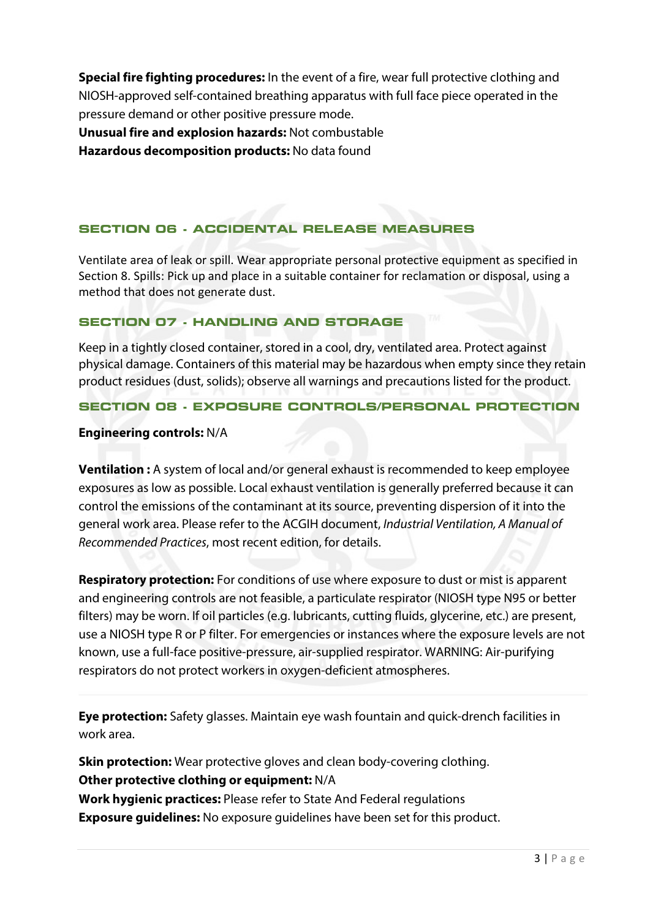**Special fire fighting procedures:** In the event of a fire, wear full protective clothing and NIOSH-approved self-contained breathing apparatus with full face piece operated in the pressure demand or other positive pressure mode.
**Unusual fire and explosion hazards:** Not combustible
**Hazardous decomposition products:** No data found

## SECTION 06 - ACCIDENTAL RELEASE MEASURES

Ventilate area of leak or spill. Wear appropriate personal protective equipment as specified in Section 8. Spills: Pick up and place in a suitable container for reclamation or disposal, using a method that does not generate dust.

## SECTION 07 - HANDLING AND STORAGE

Keep in a tightly closed container, stored in a cool, dry, ventilated area. Protect against physical damage. Containers of this material may be hazardous when empty since they retain product residues (dust, solids); observe all warnings and precautions listed for the product.

## SECTION 08 - EXPOSURE CONTROLS/PERSONAL PROTECTION

**Engineering controls:** N/A

**Ventilation :** A system of local and/or general exhaust is recommended to keep employee exposures as low as possible. Local exhaust ventilation is generally preferred because it can control the emissions of the contaminant at its source, preventing dispersion of it into the general work area. Please refer to the ACGIH document, *Industrial Ventilation, A Manual of Recommended Practices*, most recent edition, for details.

**Respiratory protection:** For conditions of use where exposure to dust or mist is apparent and engineering controls are not feasible, a particulate respirator (NIOSH type N95 or better filters) may be worn. If oil particles (e.g. lubricants, cutting fluids, glycerine, etc.) are present, use a NIOSH type R or P filter. For emergencies or instances where the exposure levels are not known, use a full-face positive-pressure, air-supplied respirator. WARNING: Air-purifying respirators do not protect workers in oxygen-deficient atmospheres.

**Eye protection:** Safety glasses. Maintain eye wash fountain and quick-drench facilities in work area.

**Skin protection:** Wear protective gloves and clean body-covering clothing.
**Other protective clothing or equipment:** N/A
**Work hygienic practices:** Please refer to State And Federal regulations
**Exposure guidelines:** No exposure guidelines have been set for this product.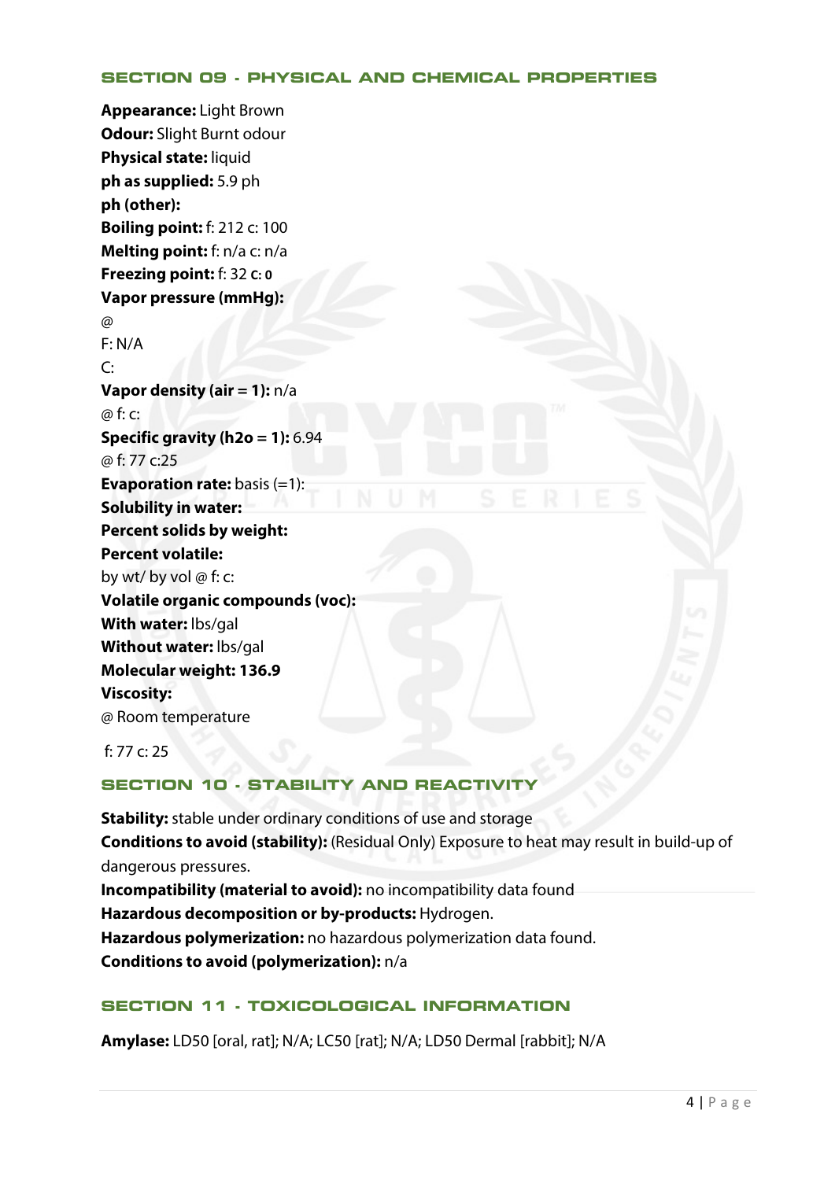### SECTION 09 - PHYSICAL AND CHEMICAL PROPERTIES

**Appearance:** Light Brown
**Odour:** Slight Burnt odour
**Physical state:** liquid
**ph as supplied:** 5.9 ph
**ph (other):**
**Boiling point:** f: 212 c: 100
**Melting point:** f: n/a c: n/a
**Freezing point:** f: 32 **c: 0**
**Vapor pressure (mmHg):**
@
F: N/A
C:
**Vapor density (air = 1):** n/a
@ f: c:
**Specific gravity (h2o = 1):** 6.94
@ f: 77 c:25
**Evaporation rate:** basis (=1):
**Solubility in water:**
**Percent solids by weight:**
**Percent volatile:**
by wt/ by vol @ f: c:
**Volatile organic compounds (voc):**
**With water:** lbs/gal
**Without water:** lbs/gal
**Molecular weight: 136.9**
**Viscosity:**
@ Room temperature

f: 77 c: 25

### SECTION 10 - STABILITY AND REACTIVITY

**Stability:** stable under ordinary conditions of use and storage
**Conditions to avoid (stability):** (Residual Only) Exposure to heat may result in build-up of dangerous pressures.
**Incompatibility (material to avoid):** no incompatibility data found
**Hazardous decomposition or by-products:** Hydrogen.
**Hazardous polymerization:** no hazardous polymerization data found.
**Conditions to avoid (polymerization):** n/a

### SECTION 11 - TOXICOLOGICAL INFORMATION

**Amylase:** LD50 [oral, rat]; N/A; LC50 [rat]; N/A; LD50 Dermal [rabbit]; N/A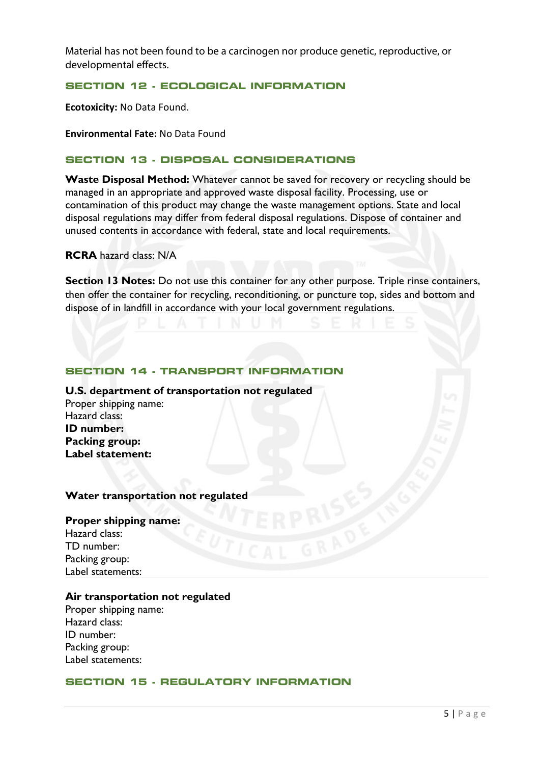Material has not been found to be a carcinogen nor produce genetic, reproductive, or developmental effects.

## SECTION 12 - ECOLOGICAL INFORMATION

**Ecotoxicity:** No Data Found.

**Environmental Fate:** No Data Found

## SECTION 13 - DISPOSAL CONSIDERATIONS

**Waste Disposal Method:** Whatever cannot be saved for recovery or recycling should be managed in an appropriate and approved waste disposal facility. Processing, use or contamination of this product may change the waste management options. State and local disposal regulations may differ from federal disposal regulations. Dispose of container and unused contents in accordance with federal, state and local requirements.

**RCRA** hazard class: N/A

**Section 13 Notes:** Do not use this container for any other purpose. Triple rinse containers, then offer the container for recycling, reconditioning, or puncture top, sides and bottom and dispose of in landfill in accordance with your local government regulations.

## SECTION 14 - TRANSPORT INFORMATION

**U.S. department of transportation not regulated**

Proper shipping name:
Hazard class:
**ID number:**
**Packing group:**
**Label statement:**

**Water transportation not regulated**

**Proper shipping name:**
Hazard class:
TD number:
Packing group:
Label statements:

**Air transportation not regulated**

Proper shipping name:
Hazard class:
ID number:
Packing group:
Label statements:

## SECTION 15 - REGULATORY INFORMATION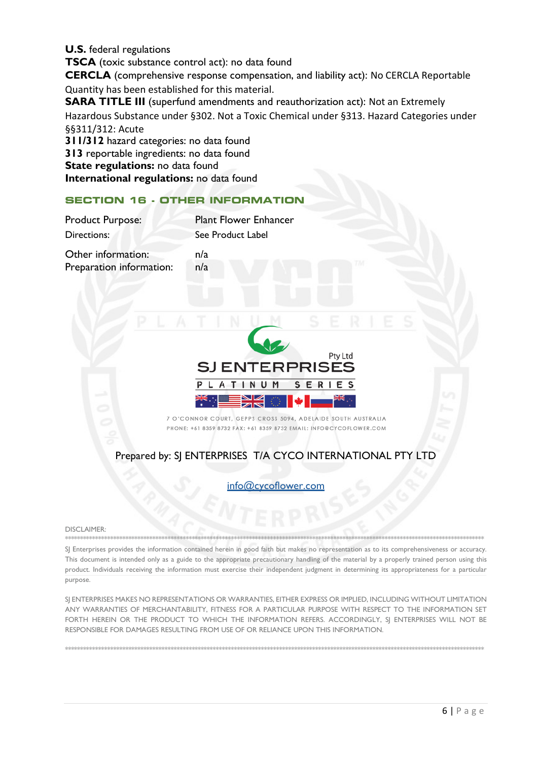**U.S.** federal regulations

**TSCA** (toxic substance control act): no data found

**CERCLA** (comprehensive response compensation, and liability act): No CERCLA Reportable Quantity has been established for this material.

**SARA TITLE III** (superfund amendments and reauthorization act): Not an Extremely Hazardous Substance under §302. Not a Toxic Chemical under §313. Hazard Categories under §§311/312: Acute

**311/312** hazard categories: no data found

**313** reportable ingredients: no data found

**State regulations:** no data found

**International regulations:** no data found

## SECTION 16 - OTHER INFORMATION

| | |
|---|---|
| Product Purpose: | Plant Flower Enhancer |
| Directions: | See Product Label |
| Other information: | n/a |
| Preparation information: | n/a |

SJ ENTERPRISES Pty Ltd

PLATINUM SERIES

7 O'CONNOR COURT, GEPPS CROSS 5094, ADELAIDE SOUTH AUSTRALIA

PHONE: +61 8359 8732 FAX: +61 8359 8732 EMAIL: INFO@CYCOFLOWER.COM

Prepared by: SJ ENTERPRISES T/A CYCO INTERNATIONAL PTY LTD

info@cycoflower.com

DISCLAIMER:

SJ Enterprises provides the information contained herein in good faith but makes no representation as to its comprehensiveness or accuracy. This document is intended only as a guide to the appropriate precautionary handling of the material by a properly trained person using this product. Individuals receiving the information must exercise their independent judgment in determining its appropriateness for a particular purpose.

SJ ENTERPRISES MAKES NO REPRESENTATIONS OR WARRANTIES, EITHER EXPRESS OR IMPLIED, INCLUDING WITHOUT LIMITATION ANY WARRANTIES OF MERCHANTABILITY, FITNESS FOR A PARTICULAR PURPOSE WITH RESPECT TO THE INFORMATION SET FORTH HEREIN OR THE PRODUCT TO WHICH THE INFORMATION REFERS. ACCORDINGLY, SJ ENTERPRISES WILL NOT BE RESPONSIBLE FOR DAMAGES RESULTING FROM USE OF OR RELIANCE UPON THIS INFORMATION.